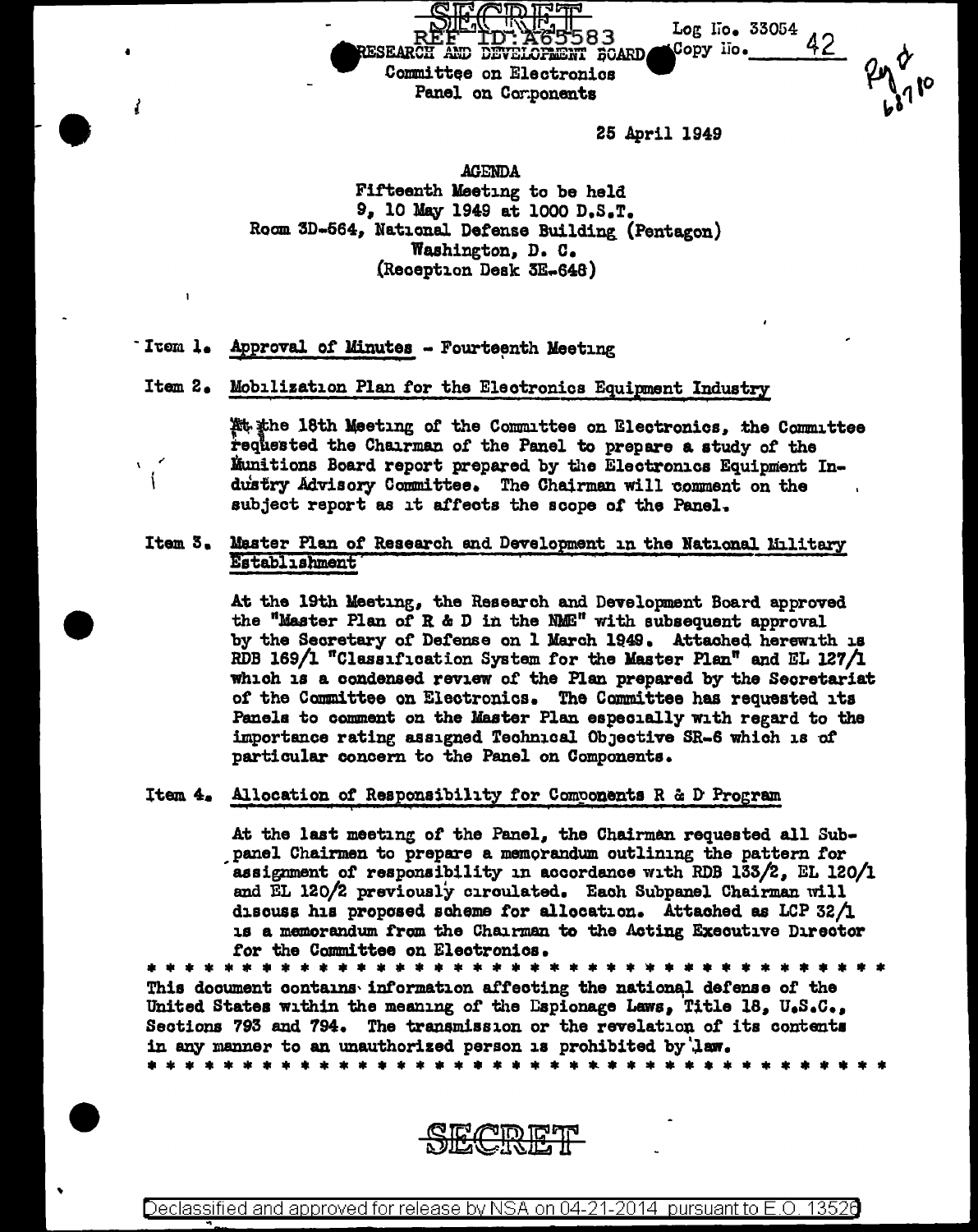SECRET

REF ID:A65583

RESEARCH AND DEVELOPMENT BOARD
Committee on Electronics
Panel on Components

Log No. 33054
Copy No. 42

25 April 1949

AGENDA
Fifteenth Meeting to be held
9, 10 May 1949 at 1000 D.S.T.
Room 3D-564, National Defense Building (Pentagon)
Washington, D. C.
(Reception Desk 3E-648)

Item 1. Approval of Minutes - Fourteenth Meeting

Item 2. Mobilization Plan for the Electronics Equipment Industry

At the 18th Meeting of the Committee on Electronics, the Committee requested the Chairman of the Panel to prepare a study of the Munitions Board report prepared by the Electronics Equipment Industry Advisory Committee. The Chairman will comment on the subject report as it affects the scope of the Panel.

Item 3. Master Plan of Research and Development in the National Military Establishment

At the 19th Meeting, the Research and Development Board approved the "Master Plan of R & D in the NME" with subsequent approval by the Secretary of Defense on 1 March 1949. Attached herewith is RDB 169/1 "Classification System for the Master Plan" and EL 127/1 which is a condensed review of the Plan prepared by the Secretariat of the Committee on Electronics. The Committee has requested its Panels to comment on the Master Plan especially with regard to the importance rating assigned Technical Objective SR-6 which is of particular concern to the Panel on Components.

Item 4. Allocation of Responsibility for Components R & D Program

At the last meeting of the Panel, the Chairman requested all Subpanel Chairmen to prepare a memorandum outlining the pattern for assignment of responsibility in accordance with RDB 133/2, EL 120/1 and EL 120/2 previously circulated. Each Subpanel Chairman will discuss his proposed scheme for allocation. Attached as LCP 32/1 is a memorandum from the Chairman to the Acting Executive Director for the Committee on Electronics.

* * * * * * * * * * * * * * * * * * * * * * * * * * * * * * * * * * * * * * *

This document contains information affecting the national defense of the United States within the meaning of the Espionage Laws, Title 18, U.S.C., Sections 793 and 794. The transmission or the revelation of its contents in any manner to an unauthorized person is prohibited by law.

* * * * * * * * * * * * * * * * * * * * * * * * * * * * * * * * * * * * * * *

SECRET

Declassified and approved for release by NSA on 04-21-2014 pursuant to E.O. 13526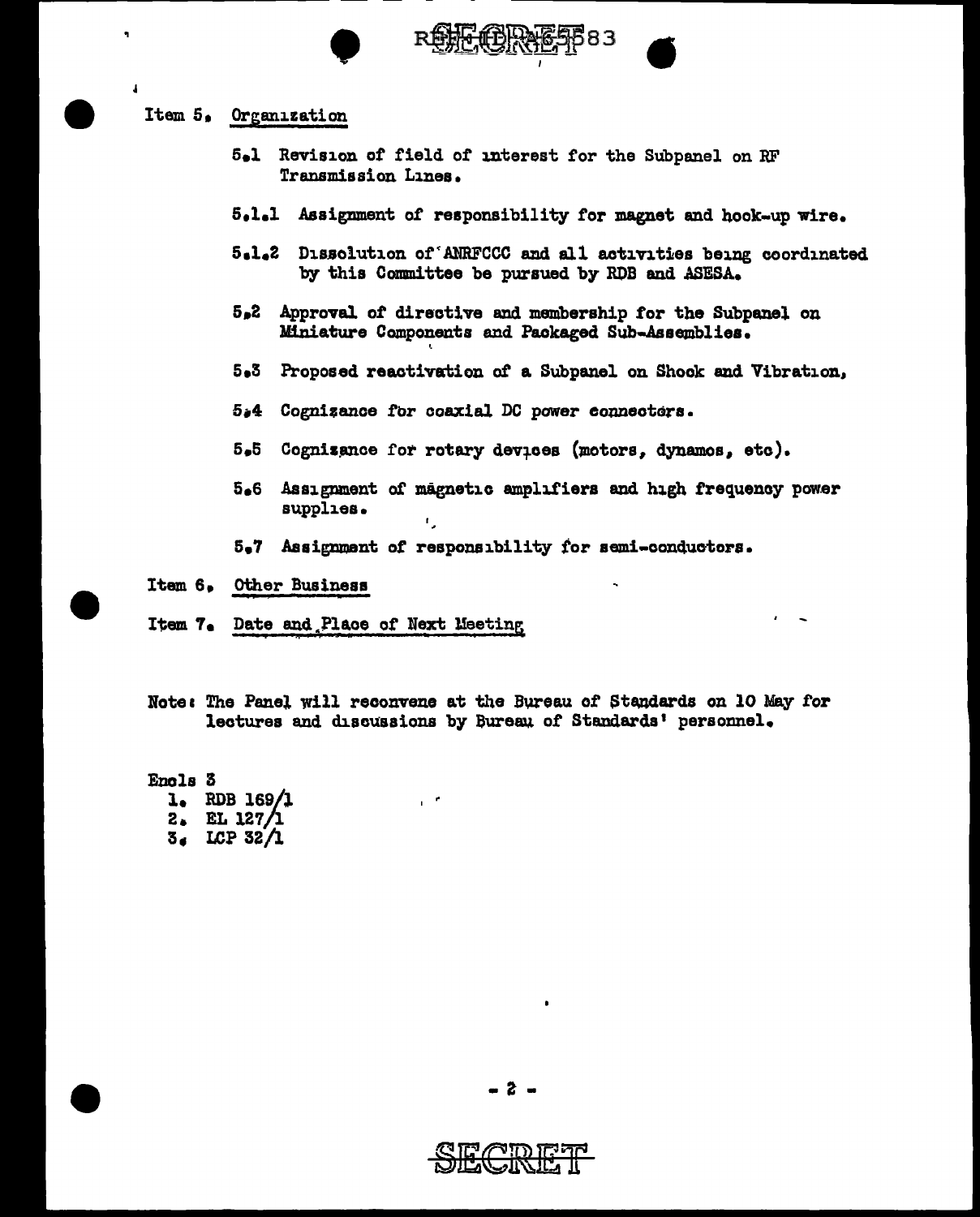Item 5. Organization

5.1 Revision of field of interest for the Subpanel on RF Transmission Lines.

5.1.1 Assignment of responsibility for magnet and hook-up wire.

5.1.2 Dissolution of ANRFCCC and all activities being coordinated by this Committee be pursued by RDB and ASESA.

5.2 Approval of directive and membership for the Subpanel on Miniature Components and Packaged Sub-Assemblies.

5.3 Proposed reactivation of a Subpanel on Shock and Vibration,

5.4 Cognizance for coaxial DC power connectors.

5.5 Cognizance for rotary devices (motors, dynamos, etc).

5.6 Assignment of magnetic amplifiers and high frequency power supplies.

5.7 Assignment of responsibility for semi-conductors.

Item 6. Other Business

Item 7. Date and Place of Next Meeting

Note: The Panel will reconvene at the Bureau of Standards on 10 May for lectures and discussions by Bureau of Standards' personnel.

Encls 3
1. RDB 169/1
2. EL 127/1
3. LCP 32/1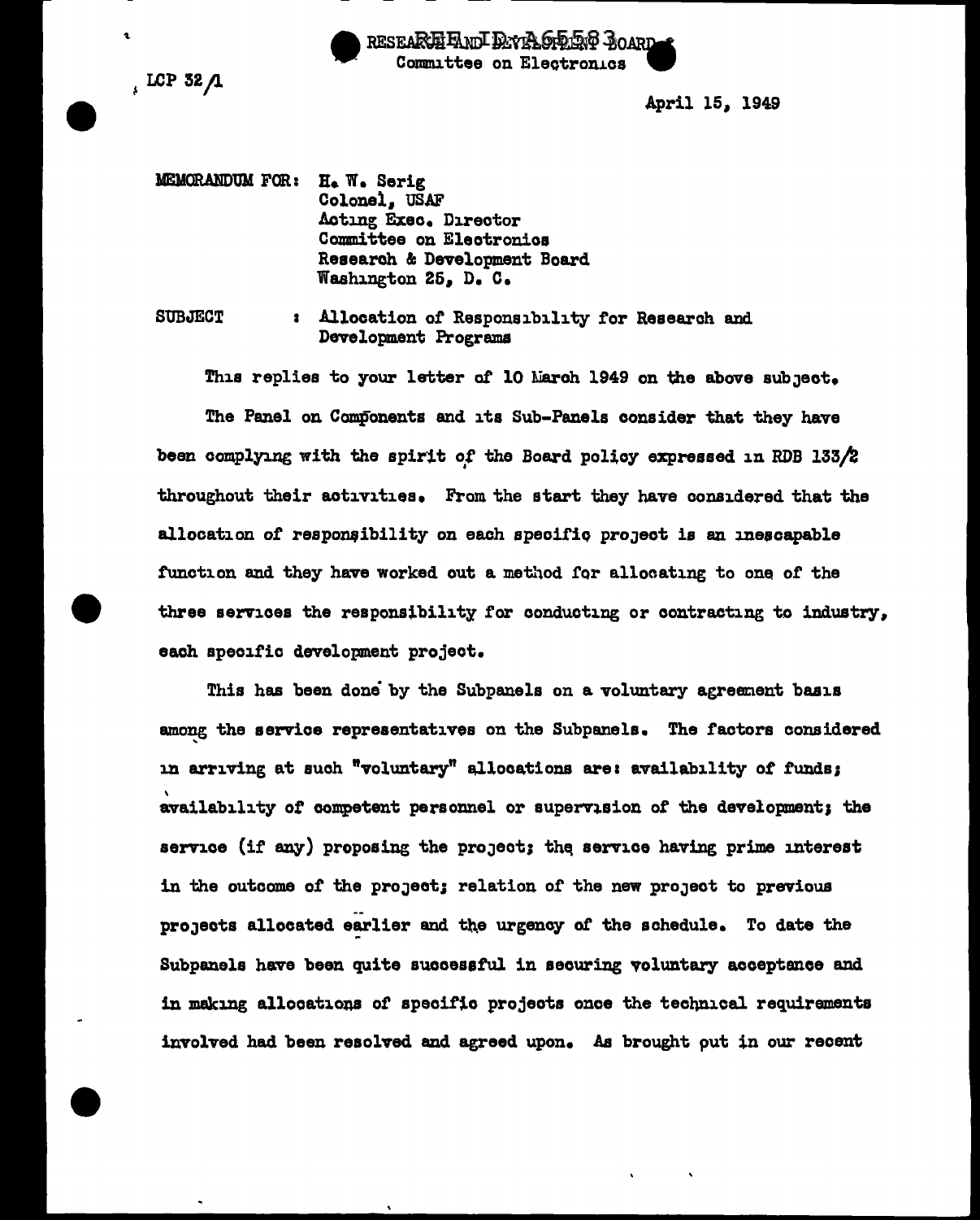LCP 32/1

RESEARCH AND DEVELOPMENT BOARD
Committee on Electronics

April 15, 1949

MEMORANDUM FOR: H. W. Serig
Colonel, USAF
Acting Exec. Director
Committee on Electronics
Research & Development Board
Washington 25, D. C.

SUBJECT : Allocation of Responsibility for Research and Development Programs

This replies to your letter of 10 March 1949 on the above subject.

The Panel on Components and its Sub-Panels consider that they have been complying with the spirit of the Board policy expressed in RDB 133/2 throughout their activities. From the start they have considered that the allocation of responsibility on each specific project is an inescapable function and they have worked out a method for allocating to one of the three services the responsibility for conducting or contracting to industry, each specific development project.

This has been done by the Subpanels on a voluntary agreement basis among the service representatives on the Subpanels. The factors considered in arriving at such "voluntary" allocations are: availability of funds; availability of competent personnel or supervision of the development; the service (if any) proposing the project; the service having prime interest in the outcome of the project; relation of the new project to previous projects allocated earlier and the urgency of the schedule. To date the Subpanels have been quite successful in securing voluntary acceptance and in making allocations of specific projects once the technical requirements involved had been resolved and agreed upon. As brought out in our recent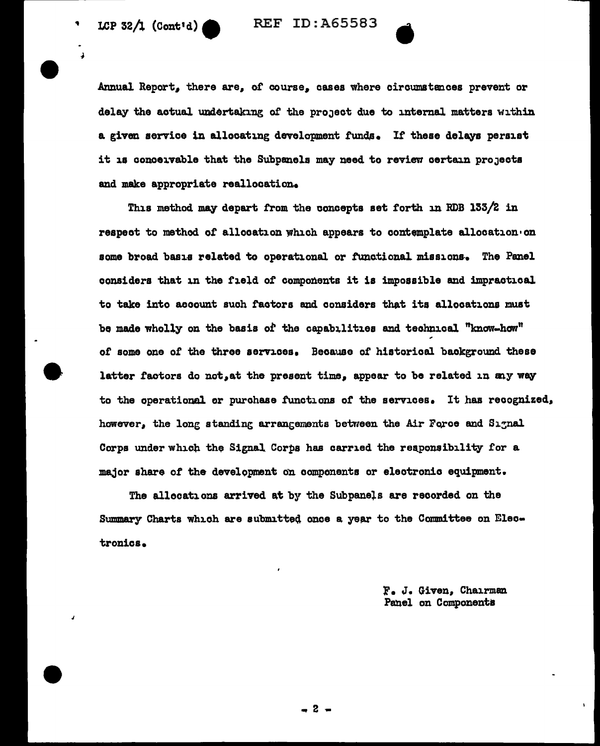Annual Report, there are, of course, cases where circumstances prevent or delay the actual undertaking of the project due to internal matters within a given service in allocating development funds. If these delays persist it is conceivable that the Subpanels may need to review certain projects and make appropriate reallocation.

This method may depart from the concepts set forth in RDB 133/2 in respect to method of allocation which appears to contemplate allocation on some broad basis related to operational or functional missions. The Panel considers that in the field of components it is impossible and impractical to take into account such factors and considers that its allocations must be made wholly on the basis of the capabilities and technical "know-how" of some one of the three services. Because of historical background these latter factors do not, at the present time, appear to be related in any way to the operational or purchase functions of the services. It has recognized, however, the long standing arrangements between the Air Force and Signal Corps under which the Signal Corps has carried the responsibility for a major share of the development on components or electronic equipment.

The allocations arrived at by the Subpanels are recorded on the Summary Charts which are submitted once a year to the Committee on Electronics.

F. J. Given, Chairman
Panel on Components